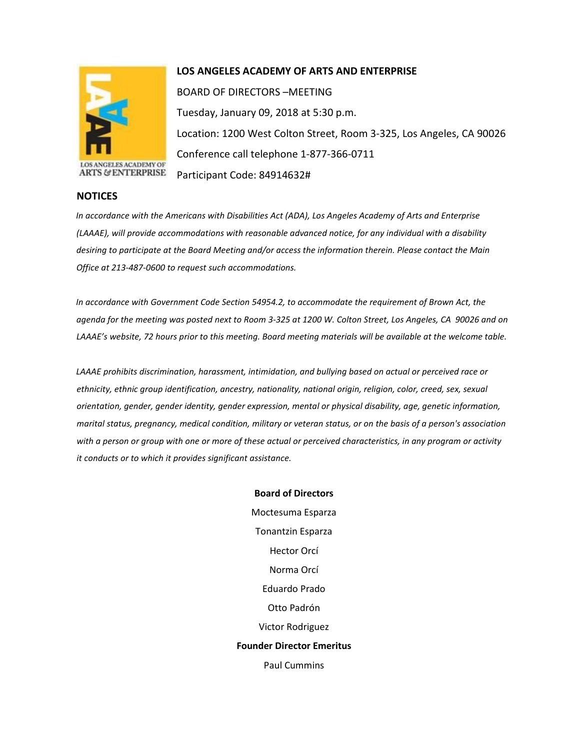# LOS ANGELES ACADEMY OF ARTS AND ENTERPRISE

BOARD OF DIRECTORS –MEETING

Tuesday, January 09, 2018 at 5:30 p.m.

Location: 1200 West Colton Street, Room 3-325, Los Angeles, CA 90026

Conference call telephone 1-877-366-0711

Participant Code: 84914632#

## NOTICES

*In accordance with the Americans with Disabilities Act (ADA), Los Angeles Academy of Arts and Enterprise (LAAAE), will provide accommodations with reasonable advanced notice, for any individual with a disability desiring to participate at the Board Meeting and/or access the information therein. Please contact the Main Office at 213-487-0600 to request such accommodations.*

*In accordance with Government Code Section 54954.2, to accommodate the requirement of Brown Act, the agenda for the meeting was posted next to Room 3-325 at 1200 W. Colton Street, Los Angeles, CA 90026 and on LAAAE's website, 72 hours prior to this meeting. Board meeting materials will be available at the welcome table.*

*LAAAE prohibits discrimination, harassment, intimidation, and bullying based on actual or perceived race or ethnicity, ethnic group identification, ancestry, nationality, national origin, religion, color, creed, sex, sexual orientation, gender, gender identity, gender expression, mental or physical disability, age, genetic information, marital status, pregnancy, medical condition, military or veteran status, or on the basis of a person's association with a person or group with one or more of these actual or perceived characteristics, in any program or activity it conducts or to which it provides significant assistance.*

**Board of Directors**

Moctesuma Esparza

Tonantzin Esparza

Hector Orcí

Norma Orcí

Eduardo Prado

Otto Padrón

Victor Rodriguez

**Founder Director Emeritus**

Paul Cummins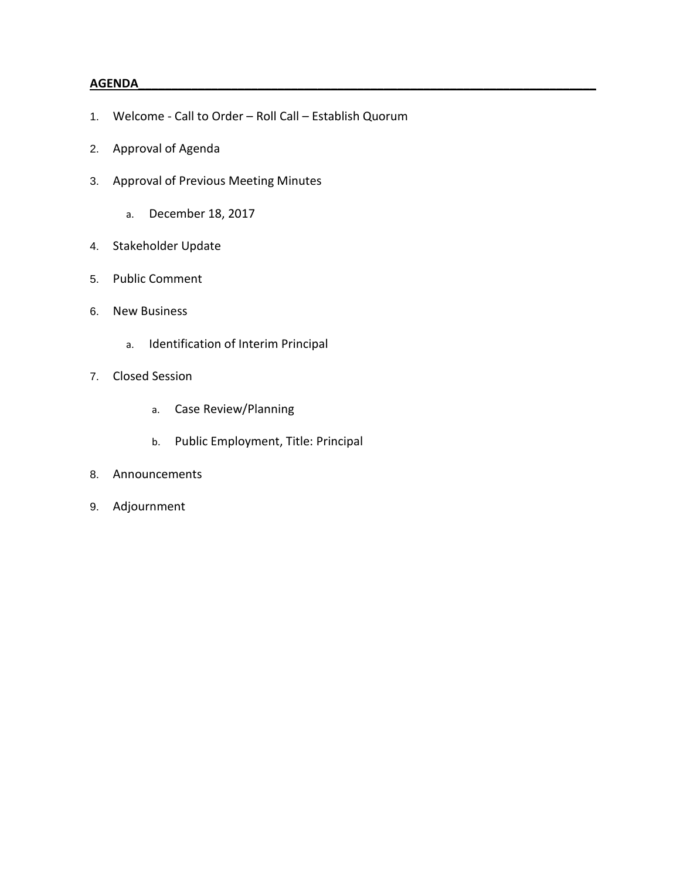**AGENDA**

1. Welcome - Call to Order – Roll Call – Establish Quorum
2. Approval of Agenda
3. Approval of Previous Meeting Minutes
   a. December 18, 2017
4. Stakeholder Update
5. Public Comment
6. New Business
   a. Identification of Interim Principal
7. Closed Session
   a. Case Review/Planning
   b. Public Employment, Title: Principal
8. Announcements
9. Adjournment